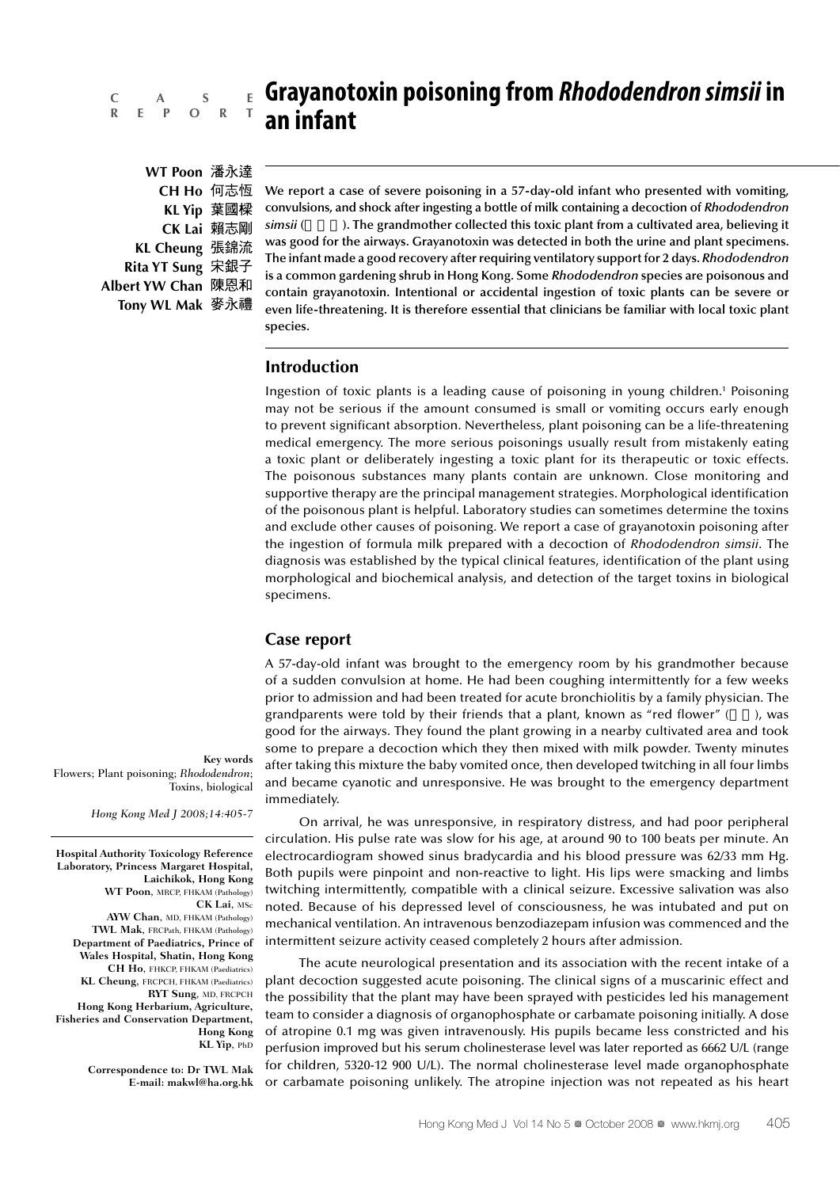CASE REPORT

# Grayanotoxin poisoning from *Rhododendron simsii* in an infant

**WT Poon** 潘永達
**CH Ho** 何志恆
**KL Yip** 葉國樑
**CK Lai** 賴志剛
**KL Cheung** 張錦流
**Rita YT Sung** 宋銀子
**Albert YW Chan** 陳恩和
**Tony WL Mak** 麥永禮

**We report a case of severe poisoning in a 57-day-old infant who presented with vomiting, convulsions, and shock after ingesting a bottle of milk containing a decoction of *Rhododendron simsii* (杜鵑花). The grandmother collected this toxic plant from a cultivated area, believing it was good for the airways. Grayanotoxin was detected in both the urine and plant specimens. The infant made a good recovery after requiring ventilatory support for 2 days. *Rhododendron* is a common gardening shrub in Hong Kong. Some *Rhododendron* species are poisonous and contain grayanotoxin. Intentional or accidental ingestion of toxic plants can be severe or even life-threatening. It is therefore essential that clinicians be familiar with local toxic plant species.**

**Key words**
Flowers; Plant poisoning; *Rhododendron*; Toxins, biological

*Hong Kong Med J 2008;14:405-7*

**Hospital Authority Toxicology Reference Laboratory, Princess Margaret Hospital, Laichikok, Hong Kong**
**WT Poon**, MRCP, FHKAM (Pathology)
**CK Lai**, MSc
**AYW Chan**, MD, FHKAM (Pathology)
**TWL Mak**, FRCPath, FHKAM (Pathology)
**Department of Paediatrics, Prince of Wales Hospital, Shatin, Hong Kong**
**CH Ho**, FHKCP, FHKAM (Paediatrics)
**KL Cheung**, FRCPCH, FHKAM (Paediatrics)
**RYT Sung**, MD, FRCPCH
**Hong Kong Herbarium, Agriculture, Fisheries and Conservation Department, Hong Kong**
**KL Yip**, PhD

**Correspondence to: Dr TWL Mak**
**E-mail: makwl@ha.org.hk**

## Introduction

Ingestion of toxic plants is a leading cause of poisoning in young children.[1] Poisoning may not be serious if the amount consumed is small or vomiting occurs early enough to prevent significant absorption. Nevertheless, plant poisoning can be a life-threatening medical emergency. The more serious poisonings usually result from mistakenly eating a toxic plant or deliberately ingesting a toxic plant for its therapeutic or toxic effects. The poisonous substances many plants contain are unknown. Close monitoring and supportive therapy are the principal management strategies. Morphological identification of the poisonous plant is helpful. Laboratory studies can sometimes determine the toxins and exclude other causes of poisoning. We report a case of grayanotoxin poisoning after the ingestion of formula milk prepared with a decoction of *Rhododendron simsii*. The diagnosis was established by the typical clinical features, identification of the plant using morphological and biochemical analysis, and detection of the target toxins in biological specimens.

## Case report

A 57-day-old infant was brought to the emergency room by his grandmother because of a sudden convulsion at home. He had been coughing intermittently for a few weeks prior to admission and had been treated for acute bronchiolitis by a family physician. The grandparents were told by their friends that a plant, known as "red flower" (紅花), was good for the airways. They found the plant growing in a nearby cultivated area and took some to prepare a decoction which they then mixed with milk powder. Twenty minutes after taking this mixture the baby vomited once, then developed twitching in all four limbs and became cyanotic and unresponsive. He was brought to the emergency department immediately.

On arrival, he was unresponsive, in respiratory distress, and had poor peripheral circulation. His pulse rate was slow for his age, at around 90 to 100 beats per minute. An electrocardiogram showed sinus bradycardia and his blood pressure was 62/33 mm Hg. Both pupils were pinpoint and non-reactive to light. His lips were smacking and limbs twitching intermittently, compatible with a clinical seizure. Excessive salivation was also noted. Because of his depressed level of consciousness, he was intubated and put on mechanical ventilation. An intravenous benzodiazepam infusion was commenced and the intermittent seizure activity ceased completely 2 hours after admission.

The acute neurological presentation and its association with the recent intake of a plant decoction suggested acute poisoning. The clinical signs of a muscarinic effect and the possibility that the plant may have been sprayed with pesticides led his management team to consider a diagnosis of organophosphate or carbamate poisoning initially. A dose of atropine 0.1 mg was given intravenously. His pupils became less constricted and his perfusion improved but his serum cholinesterase level was later reported as 6662 U/L (range for children, 5320-12 900 U/L). The normal cholinesterase level made organophosphate or carbamate poisoning unlikely. The atropine injection was not repeated as his heart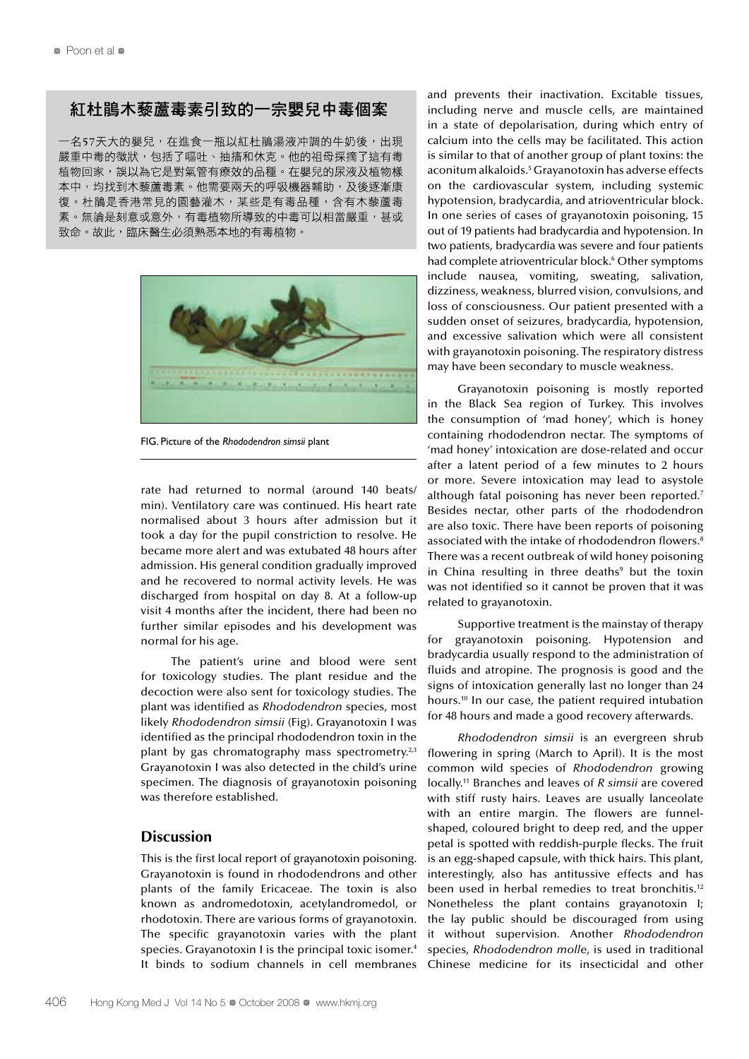## 紅杜鵑木藜蘆毒素引致的一宗嬰兒中毒個案

一名57天大的嬰兒，在進食一瓶以紅杜鵑湯液沖調的牛奶後，出現嚴重中毒的徵狀，包括了嘔吐、抽搐和休克。他的祖母採摘了這有毒植物回家，誤以為它是對氣管有療效的品種。在嬰兒的尿液及植物樣本中，均找到木藜蘆毒素。他需要兩天的呼吸機器輔助，及後逐漸康復。杜鵑是香港常見的園藝灌木，某些是有毒品種，含有木藜蘆毒素。無論是刻意或意外，有毒植物所導致的中毒可以相當嚴重，甚或致命。故此，臨床醫生必須熟悉本地的有毒植物。

FIG. Picture of the *Rhododendron simsii* plant

rate had returned to normal (around 140 beats/min). Ventilatory care was continued. His heart rate normalised about 3 hours after admission but it took a day for the pupil constriction to resolve. He became more alert and was extubated 48 hours after admission. His general condition gradually improved and he recovered to normal activity levels. He was discharged from hospital on day 8. At a follow-up visit 4 months after the incident, there had been no further similar episodes and his development was normal for his age.

The patient's urine and blood were sent for toxicology studies. The plant residue and the decoction were also sent for toxicology studies. The plant was identified as *Rhododendron* species, most likely *Rhododendron simsii* (Fig). Grayanotoxin I was identified as the principal rhododendron toxin in the plant by gas chromatography mass spectrometry.[2,3] Grayanotoxin I was also detected in the child's urine specimen. The diagnosis of grayanotoxin poisoning was therefore established.

## Discussion

This is the first local report of grayanotoxin poisoning. Grayanotoxin is found in rhododendrons and other plants of the family Ericaceae. The toxin is also known as andromedotoxin, acetylandromedol, or rhodotoxin. There are various forms of grayanotoxin. The specific grayanotoxin varies with the plant species. Grayanotoxin I is the principal toxic isomer.[4] It binds to sodium channels in cell membranes and prevents their inactivation. Excitable tissues, including nerve and muscle cells, are maintained in a state of depolarisation, during which entry of calcium into the cells may be facilitated. This action is similar to that of another group of plant toxins: the aconitum alkaloids.[5] Grayanotoxin has adverse effects on the cardiovascular system, including systemic hypotension, bradycardia, and atrioventricular block. In one series of cases of grayanotoxin poisoning, 15 out of 19 patients had bradycardia and hypotension. In two patients, bradycardia was severe and four patients had complete atrioventricular block.[6] Other symptoms include nausea, vomiting, sweating, salivation, dizziness, weakness, blurred vision, convulsions, and loss of consciousness. Our patient presented with a sudden onset of seizures, bradycardia, hypotension, and excessive salivation which were all consistent with grayanotoxin poisoning. The respiratory distress may have been secondary to muscle weakness.

Grayanotoxin poisoning is mostly reported in the Black Sea region of Turkey. This involves the consumption of 'mad honey', which is honey containing rhododendron nectar. The symptoms of 'mad honey' intoxication are dose-related and occur after a latent period of a few minutes to 2 hours or more. Severe intoxication may lead to asystole although fatal poisoning has never been reported.[7] Besides nectar, other parts of the rhododendron are also toxic. There have been reports of poisoning associated with the intake of rhododendron flowers.[8] There was a recent outbreak of wild honey poisoning in China resulting in three deaths[9] but the toxin was not identified so it cannot be proven that it was related to grayanotoxin.

Supportive treatment is the mainstay of therapy for grayanotoxin poisoning. Hypotension and bradycardia usually respond to the administration of fluids and atropine. The prognosis is good and the signs of intoxication generally last no longer than 24 hours.[10] In our case, the patient required intubation for 48 hours and made a good recovery afterwards.

*Rhododendron simsii* is an evergreen shrub flowering in spring (March to April). It is the most common wild species of *Rhododendron* growing locally.[11] Branches and leaves of *R simsii* are covered with stiff rusty hairs. Leaves are usually lanceolate with an entire margin. The flowers are funnel-shaped, coloured bright to deep red, and the upper petal is spotted with reddish-purple flecks. The fruit is an egg-shaped capsule, with thick hairs. This plant, interestingly, also has antitussive effects and has been used in herbal remedies to treat bronchitis.[12] Nonetheless the plant contains grayanotoxin I; the lay public should be discouraged from using it without supervision. Another *Rhododendron* species, *Rhododendron molle*, is used in traditional Chinese medicine for its insecticidal and other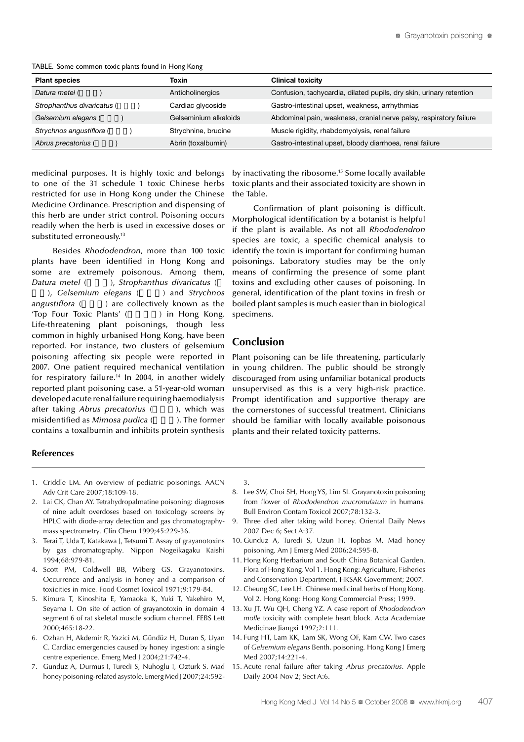TABLE. Some common toxic plants found in Hong Kong

| Plant species | Toxin | Clinical toxicity |
|---|---|---|
| *Datura metel* ( ) | Anticholinergics | Confusion, tachycardia, dilated pupils, dry skin, urinary retention |
| *Strophanthus divaricatus* ( ) | Cardiac glycoside | Gastro-intestinal upset, weakness, arrhythmias |
| *Gelsemium elegans* ( ) | Gelseminium alkaloids | Abdominal pain, weakness, cranial nerve palsy, respiratory failure |
| *Strychnos angustiflora* ( ) | Strychnine, brucine | Muscle rigidity, rhabdomyolysis, renal failure |
| *Abrus precatorius* ( ) | Abrin (toxalbumin) | Gastro-intestinal upset, bloody diarrhoea, renal failure |

medicinal purposes. It is highly toxic and belongs to one of the 31 schedule 1 toxic Chinese herbs restricted for use in Hong Kong under the Chinese Medicine Ordinance. Prescription and dispensing of this herb are under strict control. Poisoning occurs readily when the herb is used in excessive doses or substituted erroneously.[13]

Besides *Rhododendron*, more than 100 toxic plants have been identified in Hong Kong and some are extremely poisonous. Among them, *Datura metel* ( ), *Strophanthus divaricatus* ( ), *Gelsemium elegans* ( ) and *Strychnos angustiflora* ( ) are collectively known as the 'Top Four Toxic Plants' ( ) in Hong Kong. Life-threatening plant poisonings, though less common in highly urbanised Hong Kong, have been reported. For instance, two clusters of gelsemium poisoning affecting six people were reported in 2007. One patient required mechanical ventilation for respiratory failure.[14] In 2004, in another widely reported plant poisoning case, a 51-year-old woman developed acute renal failure requiring haemodialysis after taking *Abrus precatorius* ( ), which was misidentified as *Mimosa pudica* ( ). The former contains a toxalbumin and inhibits protein synthesis by inactivating the ribosome.[15] Some locally available toxic plants and their associated toxicity are shown in the Table.

Confirmation of plant poisoning is difficult. Morphological identification by a botanist is helpful if the plant is available. As not all *Rhododendron* species are toxic, a specific chemical analysis to identify the toxin is important for confirming human poisonings. Laboratory studies may be the only means of confirming the presence of some plant toxins and excluding other causes of poisoning. In general, identification of the plant toxins in fresh or boiled plant samples is much easier than in biological specimens.

## Conclusion

Plant poisoning can be life threatening, particularly in young children. The public should be strongly discouraged from using unfamiliar botanical products unsupervised as this is a very high-risk practice. Prompt identification and supportive therapy are the cornerstones of successful treatment. Clinicians should be familiar with locally available poisonous plants and their related toxicity patterns.

## References

1. Criddle LM. An overview of pediatric poisonings. AACN Adv Crit Care 2007;18:109-18.
2. Lai CK, Chan AY. Tetrahydropalmatine poisoning: diagnoses of nine adult overdoses based on toxicology screens by HPLC with diode-array detection and gas chromatography-mass spectrometry. Clin Chem 1999;45:229-36.
3. Terai T, Uda T, Katakawa J, Tetsumi T. Assay of grayanotoxins by gas chromatography. Nippon Nogeikagaku Kaishi 1994;68:979-81.
4. Scott PM, Coldwell BB, Wiberg GS. Grayanotoxins. Occurrence and analysis in honey and a comparison of toxicities in mice. Food Cosmet Toxicol 1971;9:179-84.
5. Kimura T, Kinoshita E, Yamaoka K, Yuki T, Yakehiro M, Seyama I. On site of action of grayanotoxin in domain 4 segment 6 of rat skeletal muscle sodium channel. FEBS Lett 2000;465:18-22.
6. Ozhan H, Akdemir R, Yazici M, Gündüz H, Duran S, Uyan C. Cardiac emergencies caused by honey ingestion: a single centre experience. Emerg Med J 2004;21:742-4.
7. Gunduz A, Durmus I, Turedi S, Nuhoglu I, Ozturk S. Mad honey poisoning-related asystole. Emerg Med J 2007;24:592-3.
8. Lee SW, Choi SH, Hong YS, Lim SI. Grayanotoxin poisoning from flower of *Rhododendron mucronulatum* in humans. Bull Environ Contam Toxicol 2007;78:132-3.
9. Three died after taking wild honey. Oriental Daily News 2007 Dec 6; Sect A:37.
10. Gunduz A, Turedi S, Uzun H, Topbas M. Mad honey poisoning. Am J Emerg Med 2006;24:595-8.
11. Hong Kong Herbarium and South China Botanical Garden. Flora of Hong Kong. Vol 1. Hong Kong: Agriculture, Fisheries and Conservation Department, HKSAR Government; 2007.
12. Cheung SC, Lee LH. Chinese medicinal herbs of Hong Kong. Vol 2. Hong Kong: Hong Kong Commercial Press; 1999.
13. Xu JT, Wu QH, Cheng YZ. A case report of *Rhododendron molle* toxicity with complete heart block. Acta Academiae Medicinae Jiangxi 1997;2:111.
14. Fung HT, Lam KK, Lam SK, Wong OF, Kam CW. Two cases of *Gelsemium elegans* Benth. poisoning. Hong Kong J Emerg Med 2007;14:221-4.
15. Acute renal failure after taking *Abrus precatorius*. Apple Daily 2004 Nov 2; Sect A:6.